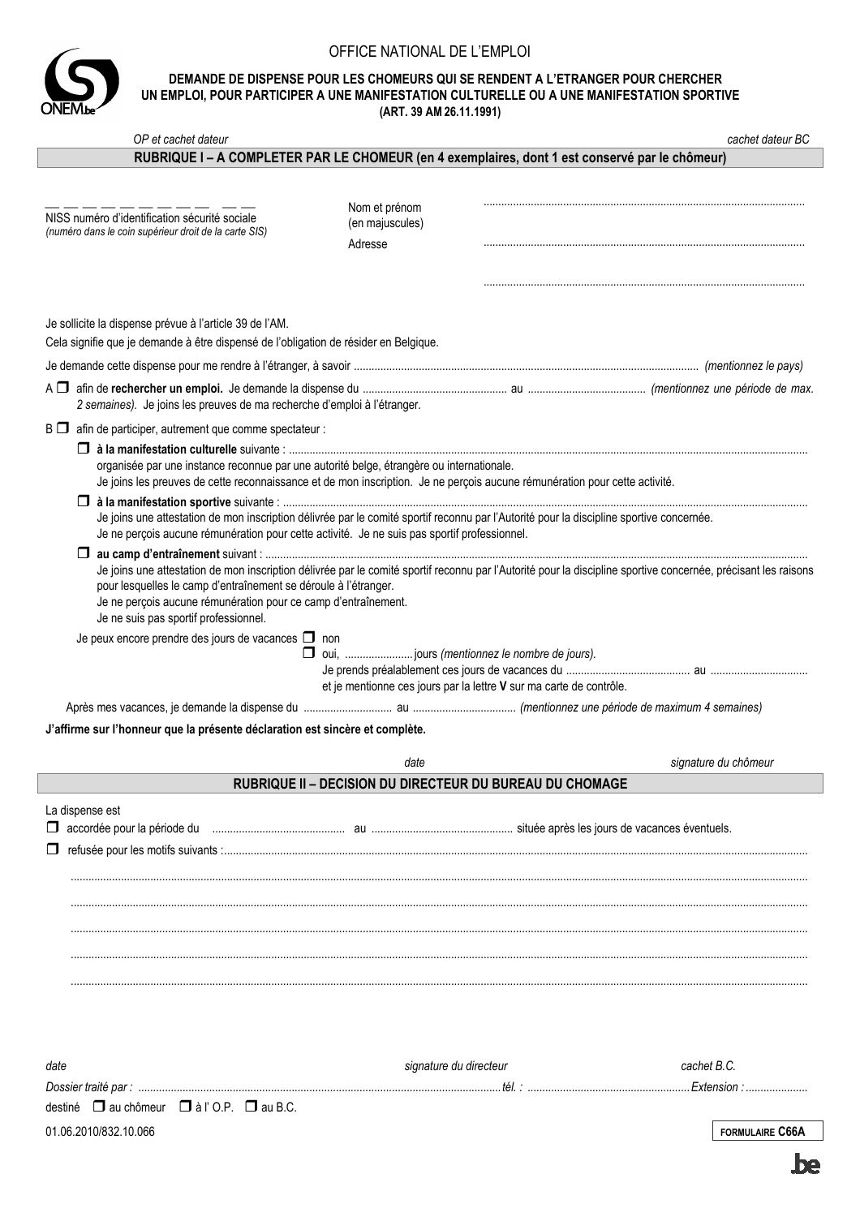ONEM.be

# OFFICE NATIONAL DE L'EMPLOI

**DEMANDE DE DISPENSE POUR LES CHOMEURS QUI SE RENDENT A L'ETRANGER POUR CHERCHER UN EMPLOI, POUR PARTICIPER A UNE MANIFESTATION CULTURELLE OU A UNE MANIFESTATION SPORTIVE**
**(ART. 39 AM 26.11.1991)**

*OP et cachet dateur* *cachet dateur BC*

## RUBRIQUE I – A COMPLETER PAR LE CHOMEUR (en 4 exemplaires, dont 1 est conservé par le chômeur)

__ __ __ __ __ __ __ __ __ __ __

NISS numéro d'identification sécurité sociale
*(numéro dans le coin supérieur droit de la carte SIS)*

Nom et prénom (en majuscules) ..............................................................................................

Adresse ..............................................................................................

..............................................................................................

Je sollicite la dispense prévue à l'article 39 de l'AM.
Cela signifie que je demande à être dispensé de l'obligation de résider en Belgique.

Je demande cette dispense pour me rendre à l'étranger, à savoir ...................................................... *(mentionnez le pays)*

A ☐ afin de **rechercher un emploi.** Je demande la dispense du .................................. au .................................. *(mentionnez une période de max. 2 semaines).* Je joins les preuves de ma recherche d'emploi à l'étranger.

B ☐ afin de participer, autrement que comme spectateur :

☐ **à la manifestation culturelle** suivante : ..............................................................................................
organisée par une instance reconnue par une autorité belge, étrangère ou internationale.
Je joins les preuves de cette reconnaissance et de mon inscription. Je ne perçois aucune rémunération pour cette activité.

☐ **à la manifestation sportive** suivante : ..............................................................................................
Je joins une attestation de mon inscription délivrée par le comité sportif reconnu par l'Autorité pour la discipline sportive concernée.
Je ne perçois aucune rémunération pour cette activité. Je ne suis pas sportif professionnel.

☐ **au camp d'entraînement** suivant : ..............................................................................................
Je joins une attestation de mon inscription délivrée par le comité sportif reconnu par l'Autorité pour la discipline sportive concernée, précisant les raisons pour lesquelles le camp d'entraînement se déroule à l'étranger.
Je ne perçois aucune rémunération pour ce camp d'entraînement.
Je ne suis pas sportif professionnel.

Je peux encore prendre des jours de vacances ☐ non
☐ oui, ...................... jours *(mentionnez le nombre de jours).*
Je prends préalablement ces jours de vacances du .................................. au ..................................
et je mentionne ces jours par la lettre **V** sur ma carte de contrôle.

Après mes vacances, je demande la dispense du .................................. au .................................. *(mentionnez une période de maximum 4 semaines)*

**J'affirme sur l'honneur que la présente déclaration est sincère et complète.**

*date* *signature du chômeur*

## RUBRIQUE II – DECISION DU DIRECTEUR DU BUREAU DU CHOMAGE

La dispense est

☐ accordée pour la période du .................................. au .................................. située après les jours de vacances éventuels.

☐ refusée pour les motifs suivants : ..............................................................................................

..............................................................................................

..............................................................................................

..............................................................................................

..............................................................................................

..............................................................................................

*date* *signature du directeur* *cachet B.C.*

*Dossier traité par :* .................................................. *tél. :* .................................. *Extension :* ....................

destiné ☐ au chômeur ☐ à l' O.P. ☐ au B.C.

01.06.2010/832.10.066

**FORMULAIRE C66A**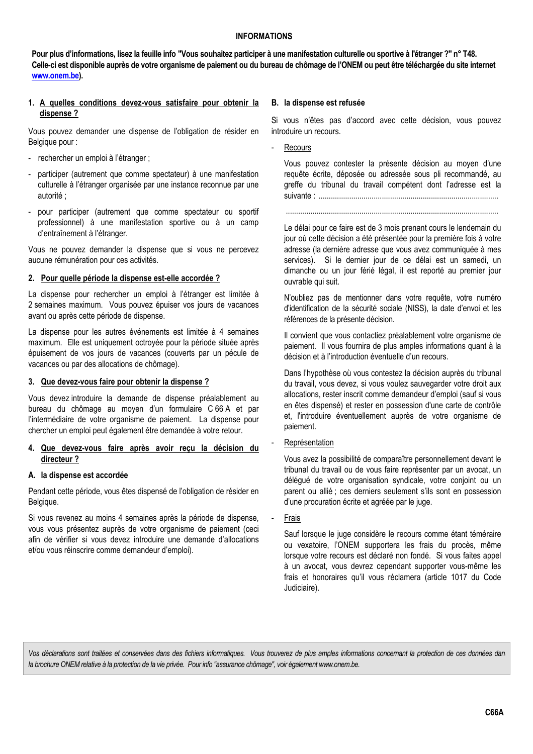## INFORMATIONS

**Pour plus d'informations, lisez la feuille info "Vous souhaitez participer à une manifestation culturelle ou sportive à l'étranger ?" n° T48. Celle-ci est disponible auprès de votre organisme de paiement ou du bureau de chômage de l'ONEM ou peut être téléchargée du site internet www.onem.be).**

### 1. A quelles conditions devez-vous satisfaire pour obtenir la dispense ?

Vous pouvez demander une dispense de l'obligation de résider en Belgique pour :

- rechercher un emploi à l'étranger ;
- participer (autrement que comme spectateur) à une manifestation culturelle à l'étranger organisée par une instance reconnue par une autorité ;
- pour participer (autrement que comme spectateur ou sportif professionnel) à une manifestation sportive ou à un camp d'entraînement à l'étranger.

Vous ne pouvez demander la dispense que si vous ne percevez aucune rémunération pour ces activités.

### 2. Pour quelle période la dispense est-elle accordée ?

La dispense pour rechercher un emploi à l'étranger est limitée à 2 semaines maximum. Vous pouvez épuiser vos jours de vacances avant ou après cette période de dispense.

La dispense pour les autres événements est limitée à 4 semaines maximum. Elle est uniquement octroyée pour la période située après épuisement de vos jours de vacances (couverts par un pécule de vacances ou par des allocations de chômage).

### 3. Que devez-vous faire pour obtenir la dispense ?

Vous devez introduire la demande de dispense préalablement au bureau du chômage au moyen d'un formulaire C 66 A et par l'intermédiaire de votre organisme de paiement. La dispense pour chercher un emploi peut également être demandée à votre retour.

### 4. Que devez-vous faire après avoir reçu la décision du directeur ?

#### A. la dispense est accordée

Pendant cette période, vous êtes dispensé de l'obligation de résider en Belgique.

Si vous revenez au moins 4 semaines après la période de dispense, vous vous présentez auprès de votre organisme de paiement (ceci afin de vérifier si vous devez introduire une demande d'allocations et/ou vous réinscrire comme demandeur d'emploi).

#### B. la dispense est refusée

Si vous n'êtes pas d'accord avec cette décision, vous pouvez introduire un recours.

- Recours

  Vous pouvez contester la présente décision au moyen d'une requête écrite, déposée ou adressée sous pli recommandé, au greffe du tribunal du travail compétent dont l'adresse est la suivante : ..........................................................................................

  ..........................................................................................

  Le délai pour ce faire est de 3 mois prenant cours le lendemain du jour où cette décision a été présentée pour la première fois à votre adresse (la dernière adresse que vous avez communiquée à mes services). Si le dernier jour de ce délai est un samedi, un dimanche ou un jour férié légal, il est reporté au premier jour ouvrable qui suit.

  N'oubliez pas de mentionner dans votre requête, votre numéro d'identification de la sécurité sociale (NISS), la date d'envoi et les références de la présente décision.

  Il convient que vous contactiez préalablement votre organisme de paiement. Il vous fournira de plus amples informations quant à la décision et à l'introduction éventuelle d'un recours.

  Dans l'hypothèse où vous contestez la décision auprès du tribunal du travail, vous devez, si vous voulez sauvegarder votre droit aux allocations, rester inscrit comme demandeur d'emploi (sauf si vous en êtes dispensé) et rester en possession d'une carte de contrôle et, l'introduire éventuellement auprès de votre organisme de paiement.

- Représentation

  Vous avez la possibilité de comparaître personnellement devant le tribunal du travail ou de vous faire représenter par un avocat, un délégué de votre organisation syndicale, votre conjoint ou un parent ou allié ; ces derniers seulement s'ils sont en possession d'une procuration écrite et agréée par le juge.

- Frais

  Sauf lorsque le juge considère le recours comme étant téméraire ou vexatoire, l'ONEM supportera les frais du procès, même lorsque votre recours est déclaré non fondé. Si vous faites appel à un avocat, vous devrez cependant supporter vous-même les frais et honoraires qu'il vous réclamera (article 1017 du Code Judiciaire).

*Vos déclarations sont traitées et conservées dans des fichiers informatiques. Vous trouverez de plus amples informations concernant la protection de ces données dan la brochure ONEM relative à la protection de la vie privée. Pour info "assurance chômage", voir également www.onem.be.*

**C66A**